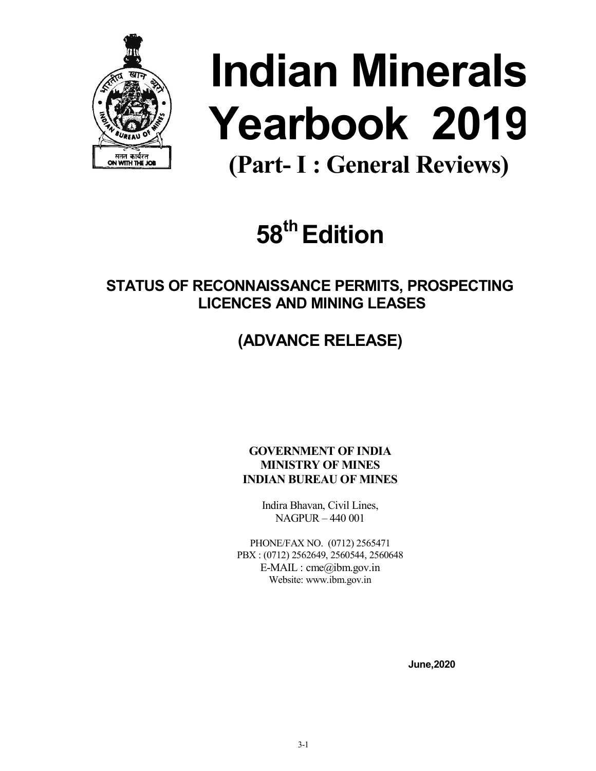# Indian Minerals Yearbook 2019

## (Part- I : General Reviews)

## 58th Edition

### STATUS OF RECONNAISSANCE PERMITS, PROSPECTING LICENCES AND MINING LEASES

### (ADVANCE RELEASE)

**GOVERNMENT OF INDIA**
**MINISTRY OF MINES**
**INDIAN BUREAU OF MINES**

Indira Bhavan, Civil Lines,
NAGPUR – 440 001

PHONE/FAX NO. (0712) 2565471
PBX : (0712) 2562649, 2560544, 2560648
E-MAIL : cme@ibm.gov.in
Website: www.ibm.gov.in

**June,2020**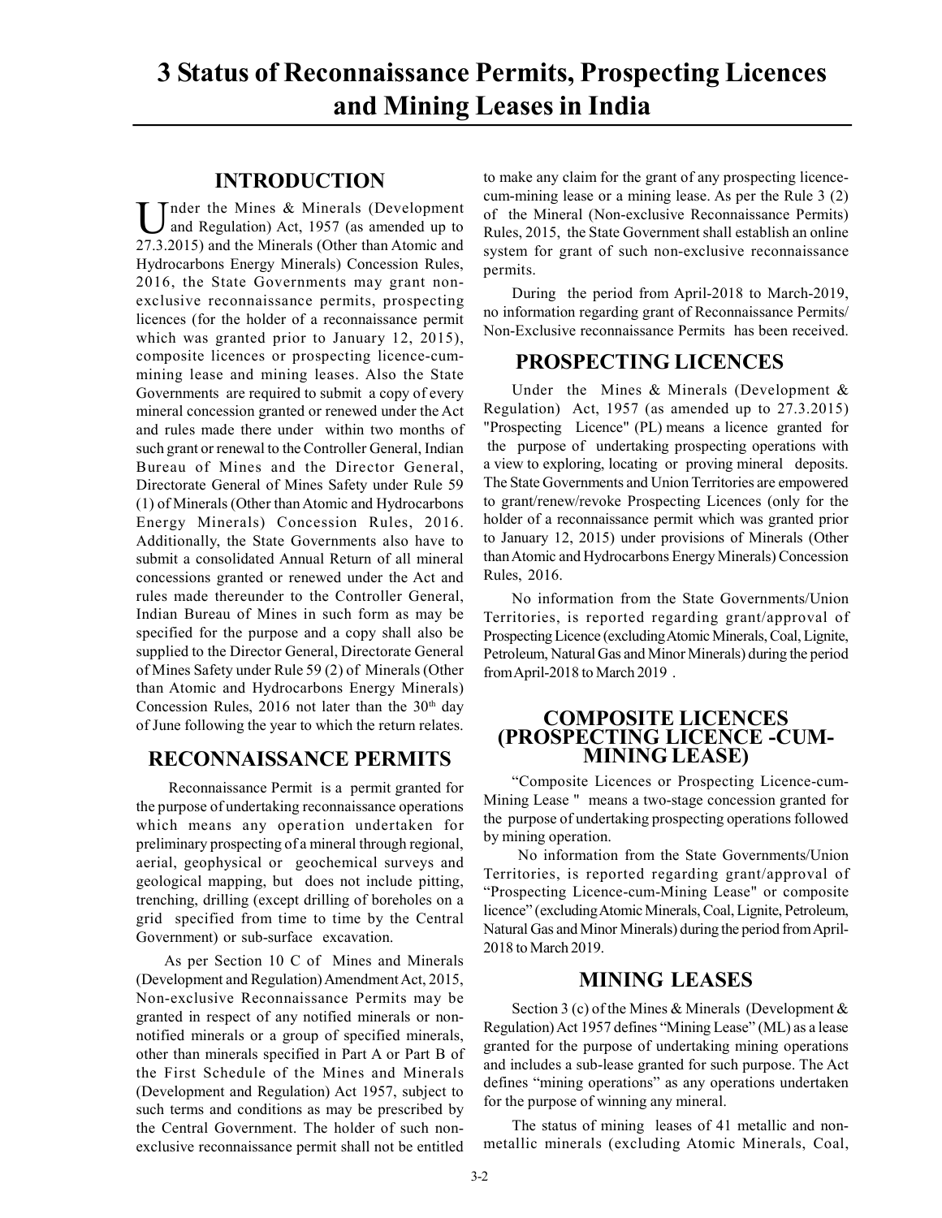# 3 Status of Reconnaissance Permits, Prospecting Licences and Mining Leases in India

## INTRODUCTION

Under the Mines & Minerals (Development and Regulation) Act, 1957 (as amended up to 27.3.2015) and the Minerals (Other than Atomic and Hydrocarbons Energy Minerals) Concession Rules, 2016, the State Governments may grant non-exclusive reconnaissance permits, prospecting licences (for the holder of a reconnaissance permit which was granted prior to January 12, 2015), composite licences or prospecting licence-cum-mining lease and mining leases. Also the State Governments are required to submit a copy of every mineral concession granted or renewed under the Act and rules made there under within two months of such grant or renewal to the Controller General, Indian Bureau of Mines and the Director General, Directorate General of Mines Safety under Rule 59 (1) of Minerals (Other than Atomic and Hydrocarbons Energy Minerals) Concession Rules, 2016. Additionally, the State Governments also have to submit a consolidated Annual Return of all mineral concessions granted or renewed under the Act and rules made thereunder to the Controller General, Indian Bureau of Mines in such form as may be specified for the purpose and a copy shall also be supplied to the Director General, Directorate General of Mines Safety under Rule 59 (2) of Minerals (Other than Atomic and Hydrocarbons Energy Minerals) Concession Rules, 2016 not later than the 30th day of June following the year to which the return relates.

## RECONNAISSANCE PERMITS

Reconnaissance Permit is a permit granted for the purpose of undertaking reconnaissance operations which means any operation undertaken for preliminary prospecting of a mineral through regional, aerial, geophysical or geochemical surveys and geological mapping, but does not include pitting, trenching, drilling (except drilling of boreholes on a grid specified from time to time by the Central Government) or sub-surface excavation.

As per Section 10 C of Mines and Minerals (Development and Regulation) Amendment Act, 2015, Non-exclusive Reconnaissance Permits may be granted in respect of any notified minerals or non-notified minerals or a group of specified minerals, other than minerals specified in Part A or Part B of the First Schedule of the Mines and Minerals (Development and Regulation) Act 1957, subject to such terms and conditions as may be prescribed by the Central Government. The holder of such non-exclusive reconnaissance permit shall not be entitled to make any claim for the grant of any prospecting licence-cum-mining lease or a mining lease. As per the Rule 3 (2) of the Mineral (Non-exclusive Reconnaissance Permits) Rules, 2015, the State Government shall establish an online system for grant of such non-exclusive reconnaissance permits.

During the period from April-2018 to March-2019, no information regarding grant of Reconnaissance Permits/ Non-Exclusive reconnaissance Permits has been received.

## PROSPECTING LICENCES

Under the Mines & Minerals (Development & Regulation) Act, 1957 (as amended up to 27.3.2015) "Prospecting Licence" (PL) means a licence granted for the purpose of undertaking prospecting operations with a view to exploring, locating or proving mineral deposits. The State Governments and Union Territories are empowered to grant/renew/revoke Prospecting Licences (only for the holder of a reconnaissance permit which was granted prior to January 12, 2015) under provisions of Minerals (Other than Atomic and Hydrocarbons Energy Minerals) Concession Rules, 2016.

No information from the State Governments/Union Territories, is reported regarding grant/approval of Prospecting Licence (excluding Atomic Minerals, Coal, Lignite, Petroleum, Natural Gas and Minor Minerals) during the period from April-2018 to March 2019 .

## COMPOSITE LICENCES (PROSPECTING LICENCE -CUM-MINING LEASE)

"Composite Licences or Prospecting Licence-cum-Mining Lease " means a two-stage concession granted for the purpose of undertaking prospecting operations followed by mining operation.

No information from the State Governments/Union Territories, is reported regarding grant/approval of "Prospecting Licence-cum-Mining Lease" or composite licence" (excluding Atomic Minerals, Coal, Lignite, Petroleum, Natural Gas and Minor Minerals) during the period from April-2018 to March 2019.

## MINING LEASES

Section 3 (c) of the Mines & Minerals (Development & Regulation) Act 1957 defines "Mining Lease" (ML) as a lease granted for the purpose of undertaking mining operations and includes a sub-lease granted for such purpose. The Act defines "mining operations" as any operations undertaken for the purpose of winning any mineral.

The status of mining leases of 41 metallic and non-metallic minerals (excluding Atomic Minerals, Coal,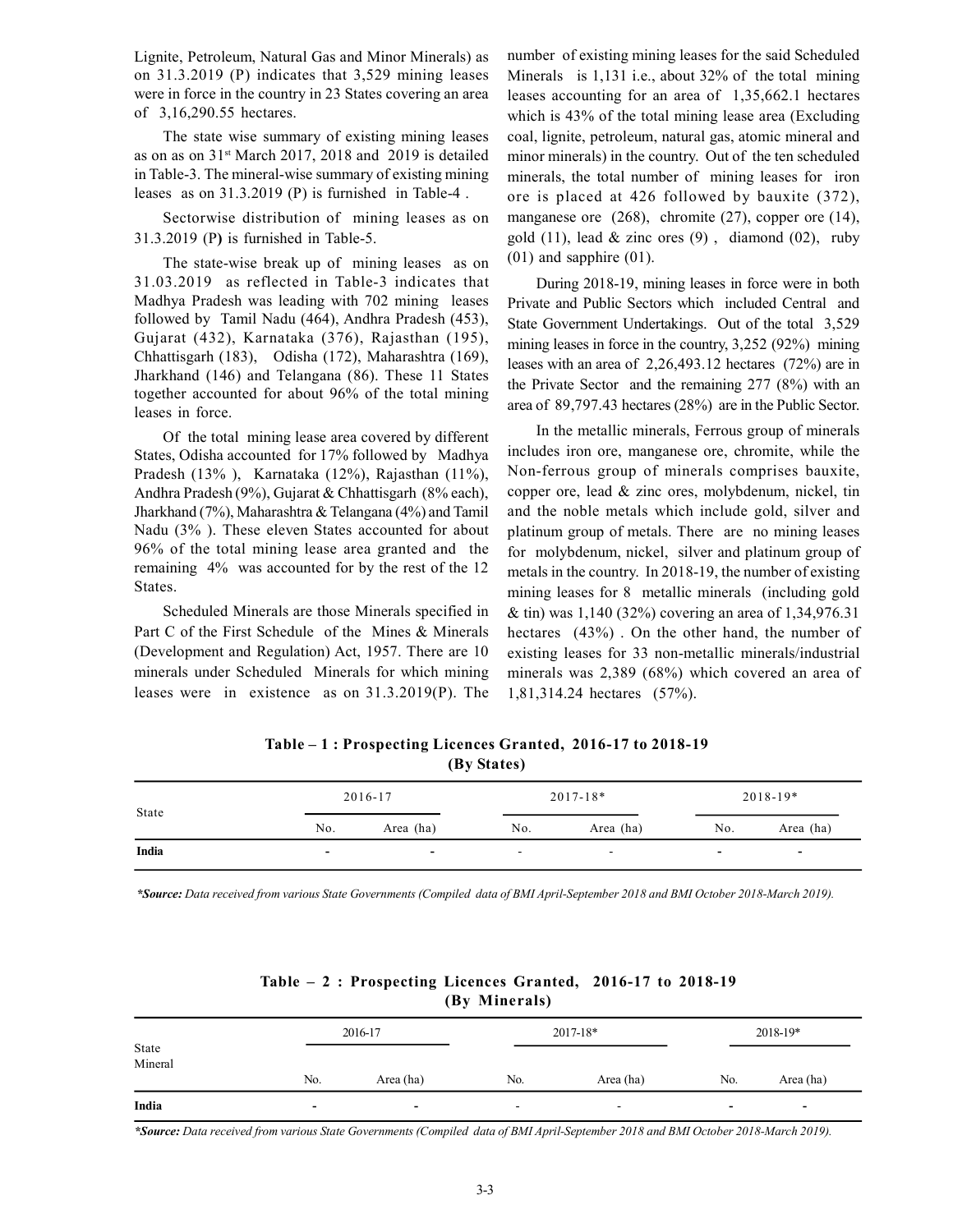Lignite, Petroleum, Natural Gas and Minor Minerals) as on 31.3.2019 (P) indicates that 3,529 mining leases were in force in the country in 23 States covering an area of 3,16,290.55 hectares.

The state wise summary of existing mining leases as on as on 31st March 2017, 2018 and 2019 is detailed in Table-3. The mineral-wise summary of existing mining leases as on 31.3.2019 (P) is furnished in Table-4 .

Sectorwise distribution of mining leases as on 31.3.2019 (P) is furnished in Table-5.

The state-wise break up of mining leases as on 31.03.2019 as reflected in Table-3 indicates that Madhya Pradesh was leading with 702 mining leases followed by Tamil Nadu (464), Andhra Pradesh (453), Gujarat (432), Karnataka (376), Rajasthan (195), Chhattisgarh (183), Odisha (172), Maharashtra (169), Jharkhand (146) and Telangana (86). These 11 States together accounted for about 96% of the total mining leases in force.

Of the total mining lease area covered by different States, Odisha accounted for 17% followed by Madhya Pradesh (13% ), Karnataka (12%), Rajasthan (11%), Andhra Pradesh (9%), Gujarat & Chhattisgarh (8% each), Jharkhand (7%), Maharashtra & Telangana (4%) and Tamil Nadu (3% ). These eleven States accounted for about 96% of the total mining lease area granted and the remaining 4% was accounted for by the rest of the 12 States.

Scheduled Minerals are those Minerals specified in Part C of the First Schedule of the Mines & Minerals (Development and Regulation) Act, 1957. There are 10 minerals under Scheduled Minerals for which mining leases were in existence as on 31.3.2019(P). The number of existing mining leases for the said Scheduled Minerals is 1,131 i.e., about 32% of the total mining leases accounting for an area of 1,35,662.1 hectares which is 43% of the total mining lease area (Excluding coal, lignite, petroleum, natural gas, atomic mineral and minor minerals) in the country. Out of the ten scheduled minerals, the total number of mining leases for iron ore is placed at 426 followed by bauxite (372), manganese ore (268), chromite (27), copper ore (14), gold (11), lead & zinc ores (9) , diamond (02), ruby (01) and sapphire (01).

During 2018-19, mining leases in force were in both Private and Public Sectors which included Central and State Government Undertakings. Out of the total 3,529 mining leases in force in the country, 3,252 (92%) mining leases with an area of 2,26,493.12 hectares (72%) are in the Private Sector and the remaining 277 (8%) with an area of 89,797.43 hectares (28%) are in the Public Sector.

In the metallic minerals, Ferrous group of minerals includes iron ore, manganese ore, chromite, while the Non-ferrous group of minerals comprises bauxite, copper ore, lead & zinc ores, molybdenum, nickel, tin and the noble metals which include gold, silver and platinum group of metals. There are no mining leases for molybdenum, nickel, silver and platinum group of metals in the country. In 2018-19, the number of existing mining leases for 8 metallic minerals (including gold & tin) was 1,140 (32%) covering an area of 1,34,976.31 hectares (43%) . On the other hand, the number of existing leases for 33 non-metallic minerals/industrial minerals was 2,389 (68%) which covered an area of 1,81,314.24 hectares (57%).

**Table – 1 : Prospecting Licences Granted, 2016-17 to 2018-19 (By States)**

| State | 2016-17 | | 2017-18* | | 2018-19* | |
|---|---|---|---|---|---|---|
| | No. | Area (ha) | No. | Area (ha) | No. | Area (ha) |
| **India** | - | - | - | - | - | - |

***Source:*** *Data received from various State Governments (Compiled data of BMI April-September 2018 and BMI October 2018-March 2019).*

**Table – 2 : Prospecting Licences Granted, 2016-17 to 2018-19 (By Minerals)**

| State Mineral | 2016-17 | | 2017-18* | | 2018-19* | |
|---|---|---|---|---|---|---|
| | No. | Area (ha) | No. | Area (ha) | No. | Area (ha) |
| **India** | - | - | - | - | - | - |

***Source:*** *Data received from various State Governments (Compiled data of BMI April-September 2018 and BMI October 2018-March 2019).*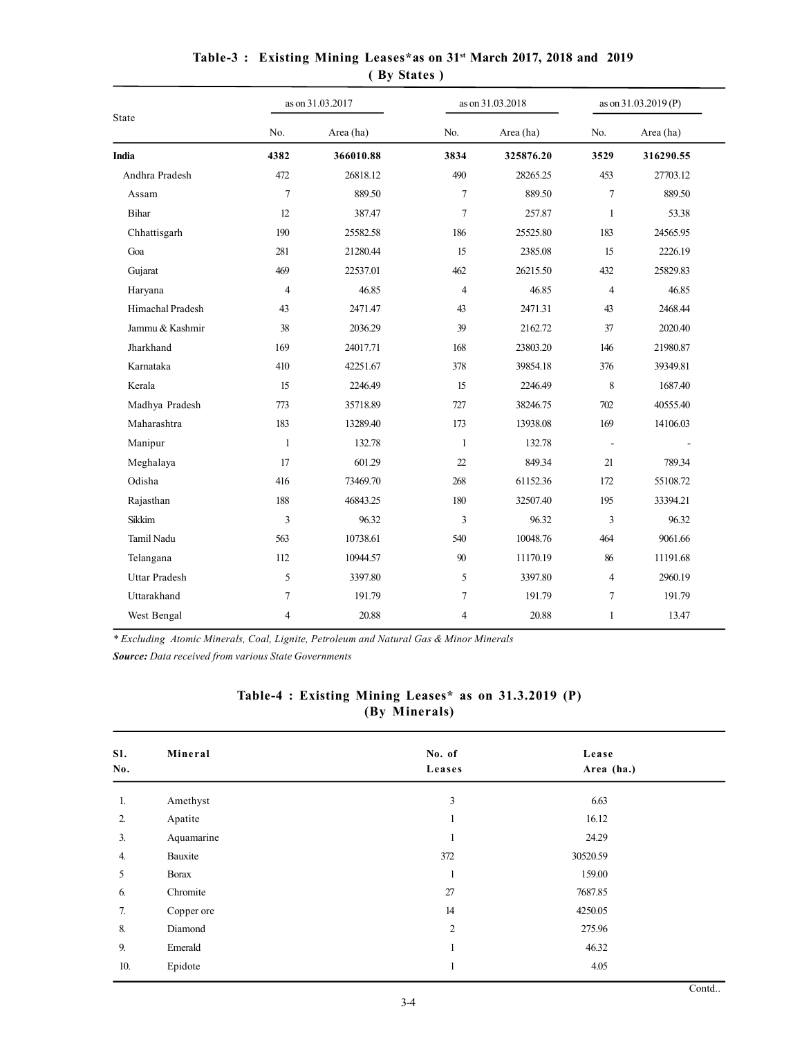## Table-3 : Existing Mining Leases*as on 31st March 2017, 2018 and 2019 ( By States )

| State | as on 31.03.2017 | | as on 31.03.2018 | | as on 31.03.2019 (P) | |
|---|---|---|---|---|---|---|
| | No. | Area (ha) | No. | Area (ha) | No. | Area (ha) |
| **India** | **4382** | **366010.88** | **3834** | **325876.20** | **3529** | **316290.55** |
| Andhra Pradesh | 472 | 26818.12 | 490 | 28265.25 | 453 | 27703.12 |
| Assam | 7 | 889.50 | 7 | 889.50 | 7 | 889.50 |
| Bihar | 12 | 387.47 | 7 | 257.87 | 1 | 53.38 |
| Chhattisgarh | 190 | 25582.58 | 186 | 25525.80 | 183 | 24565.95 |
| Goa | 281 | 21280.44 | 15 | 2385.08 | 15 | 2226.19 |
| Gujarat | 469 | 22537.01 | 462 | 26215.50 | 432 | 25829.83 |
| Haryana | 4 | 46.85 | 4 | 46.85 | 4 | 46.85 |
| Himachal Pradesh | 43 | 2471.47 | 43 | 2471.31 | 43 | 2468.44 |
| Jammu & Kashmir | 38 | 2036.29 | 39 | 2162.72 | 37 | 2020.40 |
| Jharkhand | 169 | 24017.71 | 168 | 23803.20 | 146 | 21980.87 |
| Karnataka | 410 | 42251.67 | 378 | 39854.18 | 376 | 39349.81 |
| Kerala | 15 | 2246.49 | 15 | 2246.49 | 8 | 1687.40 |
| Madhya Pradesh | 773 | 35718.89 | 727 | 38246.75 | 702 | 40555.40 |
| Maharashtra | 183 | 13289.40 | 173 | 13938.08 | 169 | 14106.03 |
| Manipur | 1 | 132.78 | 1 | 132.78 | - | - |
| Meghalaya | 17 | 601.29 | 22 | 849.34 | 21 | 789.34 |
| Odisha | 416 | 73469.70 | 268 | 61152.36 | 172 | 55108.72 |
| Rajasthan | 188 | 46843.25 | 180 | 32507.40 | 195 | 33394.21 |
| Sikkim | 3 | 96.32 | 3 | 96.32 | 3 | 96.32 |
| Tamil Nadu | 563 | 10738.61 | 540 | 10048.76 | 464 | 9061.66 |
| Telangana | 112 | 10944.57 | 90 | 11170.19 | 86 | 11191.68 |
| Uttar Pradesh | 5 | 3397.80 | 5 | 3397.80 | 4 | 2960.19 |
| Uttarakhand | 7 | 191.79 | 7 | 191.79 | 7 | 191.79 |
| West Bengal | 4 | 20.88 | 4 | 20.88 | 1 | 13.47 |

*\* Excluding Atomic Minerals, Coal, Lignite, Petroleum and Natural Gas & Minor Minerals*

***Source:** Data received from various State Governments*

## Table-4 : Existing Mining Leases* as on 31.3.2019 (P) (By Minerals)

| Sl. No. | Mineral | No. of Leases | Lease Area (ha.) |
|---|---|---|---|
| 1. | Amethyst | 3 | 6.63 |
| 2. | Apatite | 1 | 16.12 |
| 3. | Aquamarine | 1 | 24.29 |
| 4. | Bauxite | 372 | 30520.59 |
| 5 | Borax | 1 | 159.00 |
| 6. | Chromite | 27 | 7687.85 |
| 7. | Copper ore | 14 | 4250.05 |
| 8. | Diamond | 2 | 275.96 |
| 9. | Emerald | 1 | 46.32 |
| 10. | Epidote | 1 | 4.05 |

Contd..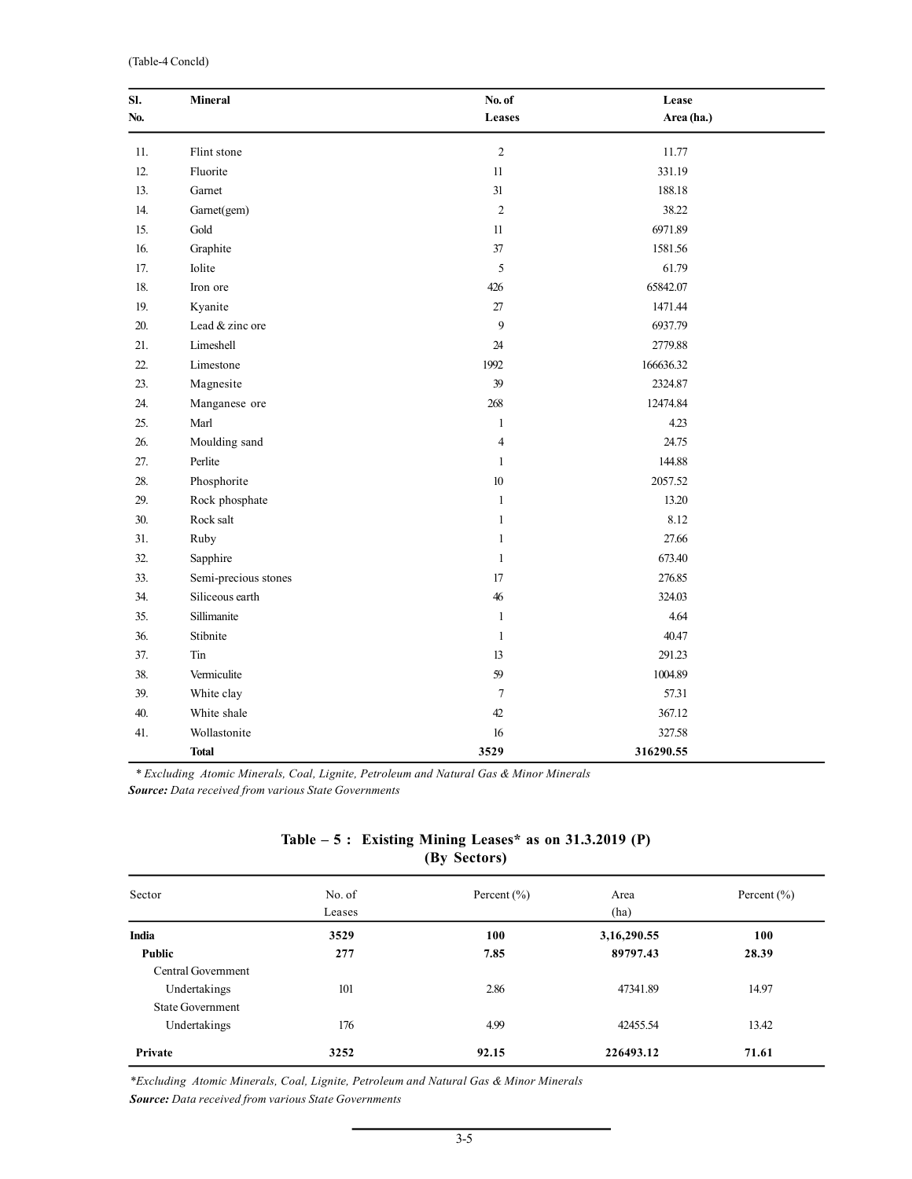(Table-4 Concld)

| Sl. No. | Mineral | No. of Leases | Lease Area (ha.) |
|---|---|---|---|
| 11. | Flint stone | 2 | 11.77 |
| 12. | Fluorite | 11 | 331.19 |
| 13. | Garnet | 31 | 188.18 |
| 14. | Garnet(gem) | 2 | 38.22 |
| 15. | Gold | 11 | 6971.89 |
| 16. | Graphite | 37 | 1581.56 |
| 17. | Iolite | 5 | 61.79 |
| 18. | Iron ore | 426 | 65842.07 |
| 19. | Kyanite | 27 | 1471.44 |
| 20. | Lead & zinc ore | 9 | 6937.79 |
| 21. | Limeshell | 24 | 2779.88 |
| 22. | Limestone | 1992 | 166636.32 |
| 23. | Magnesite | 39 | 2324.87 |
| 24. | Manganese ore | 268 | 12474.84 |
| 25. | Marl | 1 | 4.23 |
| 26. | Moulding sand | 4 | 24.75 |
| 27. | Perlite | 1 | 144.88 |
| 28. | Phosphorite | 10 | 2057.52 |
| 29. | Rock phosphate | 1 | 13.20 |
| 30. | Rock salt | 1 | 8.12 |
| 31. | Ruby | 1 | 27.66 |
| 32. | Sapphire | 1 | 673.40 |
| 33. | Semi-precious stones | 17 | 276.85 |
| 34. | Siliceous earth | 46 | 324.03 |
| 35. | Sillimanite | 1 | 4.64 |
| 36. | Stibnite | 1 | 40.47 |
| 37. | Tin | 13 | 291.23 |
| 38. | Vermiculite | 59 | 1004.89 |
| 39. | White clay | 7 | 57.31 |
| 40. | White shale | 42 | 367.12 |
| 41. | Wollastonite | 16 | 327.58 |
| | **Total** | **3529** | **316290.55** |

*\* Excluding Atomic Minerals, Coal, Lignite, Petroleum and Natural Gas & Minor Minerals*

***Source:*** *Data received from various State Governments*

## Table – 5 : Existing Mining Leases* as on 31.3.2019 (P) (By Sectors)

| Sector | No. of Leases | Percent (%) | Area (ha) | Percent (%) |
|---|---|---|---|---|
| **India** | **3529** | **100** | **3,16,290.55** | **100** |
| **Public** | **277** | **7.85** | **89797.43** | **28.39** |
| Central Government Undertakings | 101 | 2.86 | 47341.89 | 14.97 |
| State Government Undertakings | 176 | 4.99 | 42455.54 | 13.42 |
| **Private** | **3252** | **92.15** | **226493.12** | **71.61** |

*\*Excluding Atomic Minerals, Coal, Lignite, Petroleum and Natural Gas & Minor Minerals*

***Source:*** *Data received from various State Governments*